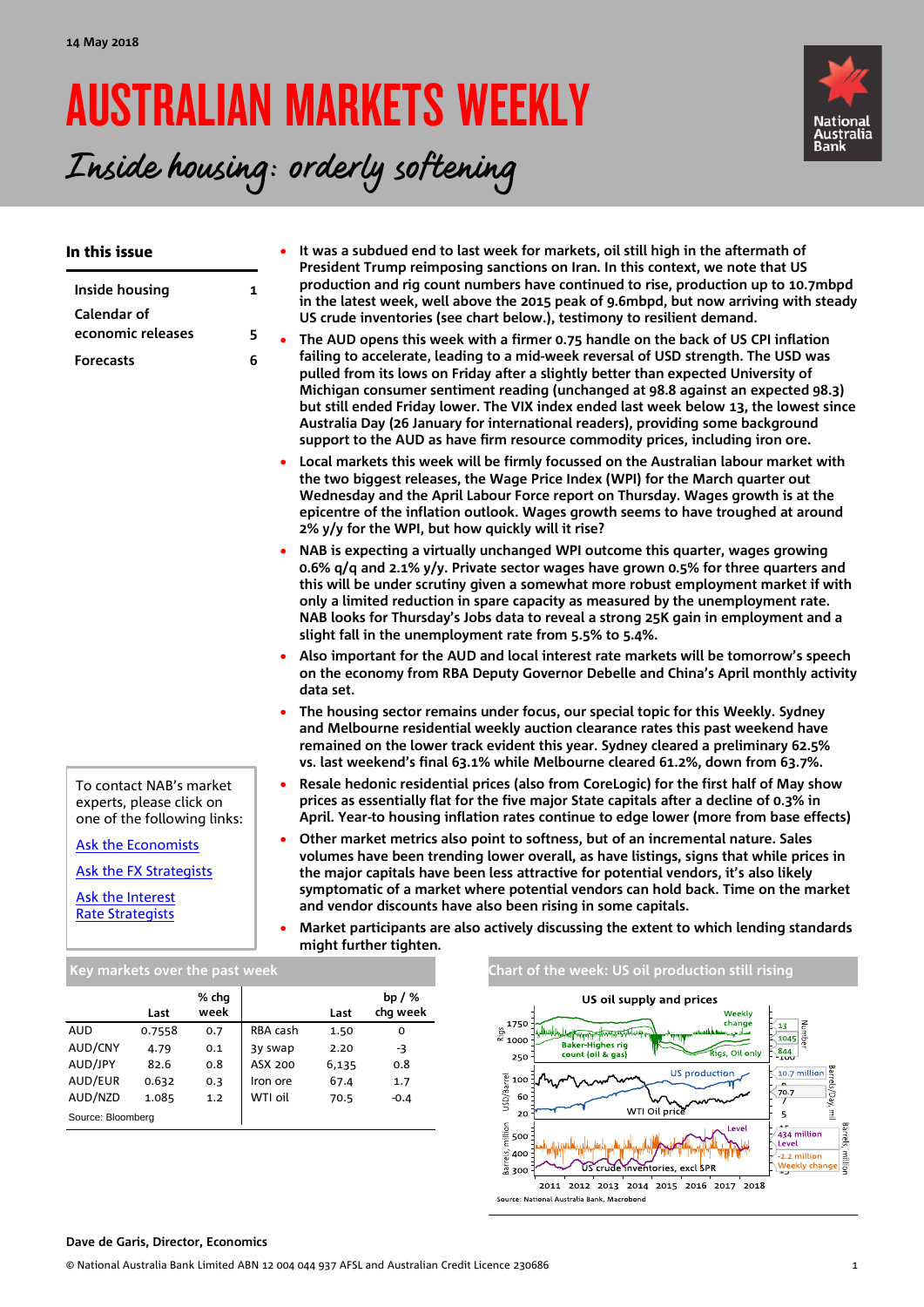14 May 2018

# AUSTRALIAN MARKETS WEEKLY

*Inside housing: orderly softening*

### In this issue

| | |
|---|---|
| Inside housing | 1 |
| Calendar of economic releases | 5 |
| Forecasts | 6 |

- **It was a subdued end to last week for markets, oil still high in the aftermath of President Trump reimposing sanctions on Iran. In this context, we note that US production and rig count numbers have continued to rise, production up to 10.7mbpd in the latest week, well above the 2015 peak of 9.6mbpd, but now arriving with steady US crude inventories (see chart below.), testimony to resilient demand.**
- **The AUD opens this week with a firmer 0.75 handle on the back of US CPI inflation failing to accelerate, leading to a mid-week reversal of USD strength. The USD was pulled from its lows on Friday after a slightly better than expected University of Michigan consumer sentiment reading (unchanged at 98.8 against an expected 98.3) but still ended Friday lower. The VIX index ended last week below 13, the lowest since Australia Day (26 January for international readers), providing some background support to the AUD as have firm resource commodity prices, including iron ore.**
- **Local markets this week will be firmly focussed on the Australian labour market with the two biggest releases, the Wage Price Index (WPI) for the March quarter out Wednesday and the April Labour Force report on Thursday. Wages growth is at the epicentre of the inflation outlook. Wages growth seems to have troughed at around 2% y/y for the WPI, but how quickly will it rise?**
- **NAB is expecting a virtually unchanged WPI outcome this quarter, wages growing 0.6% q/q and 2.1% y/y. Private sector wages have grown 0.5% for three quarters and this will be under scrutiny given a somewhat more robust employment market if with only a limited reduction in spare capacity as measured by the unemployment rate. NAB looks for Thursday's Jobs data to reveal a strong 25K gain in employment and a slight fall in the unemployment rate from 5.5% to 5.4%.**
- **Also important for the AUD and local interest rate markets will be tomorrow's speech on the economy from RBA Deputy Governor Debelle and China's April monthly activity data set.**
- **The housing sector remains under focus, our special topic for this Weekly. Sydney and Melbourne residential weekly auction clearance rates this past weekend have remained on the lower track evident this year. Sydney cleared a preliminary 62.5% vs. last weekend's final 63.1% while Melbourne cleared 61.2%, down from 63.7%.**
- **Resale hedonic residential prices (also from CoreLogic) for the first half of May show prices as essentially flat for the five major State capitals after a decline of 0.3% in April. Year-to housing inflation rates continue to edge lower (more from base effects)**
- **Other market metrics also point to softness, but of an incremental nature. Sales volumes have been trending lower overall, as have listings, signs that while prices in the major capitals have been less attractive for potential vendors, it's also likely symptomatic of a market where potential vendors can hold back. Time on the market and vendor discounts have also been rising in some capitals.**
- **Market participants are also actively discussing the extent to which lending standards might further tighten.**

To contact NAB's market experts, please click on one of the following links:

Ask the Economists

Ask the FX Strategists

Ask the Interest Rate Strategists

### Key markets over the past week

| | Last | % chg week | | Last | bp / % chg week |
|---|---|---|---|---|---|
| AUD | 0.7558 | 0.7 | RBA cash | 1.50 | 0 |
| AUD/CNY | 4.79 | 0.1 | 3y swap | 2.20 | -3 |
| AUD/JPY | 82.6 | 0.8 | ASX 200 | 6,135 | 0.8 |
| AUD/EUR | 0.632 | 0.3 | Iron ore | 67.4 | 1.7 |
| AUD/NZD | 1.085 | 1.2 | WTI oil | 70.5 | -0.4 |

Source: Bloomberg

### Chart of the week: US oil production still rising

US oil supply and prices

Rigs
Weekly change
Baker-Highes rig count (oil & gas)
Rigs, Oil only
13
1045
844
Number
USD/Barrel
US production
WTI Oil price
10.7 million
70.7
Barrels/Day, mil
Barrels, million
Level
US crude inventories, excl SPR
434 million Level
-2.2 million Weekly change
Barrels, million
2011 2012 2013 2014 2015 2016 2017 2018

Source: National Australia Bank, Macrobond

**Dave de Garis, Director, Economics**

© National Australia Bank Limited ABN 12 004 044 937 AFSL and Australian Credit Licence 230686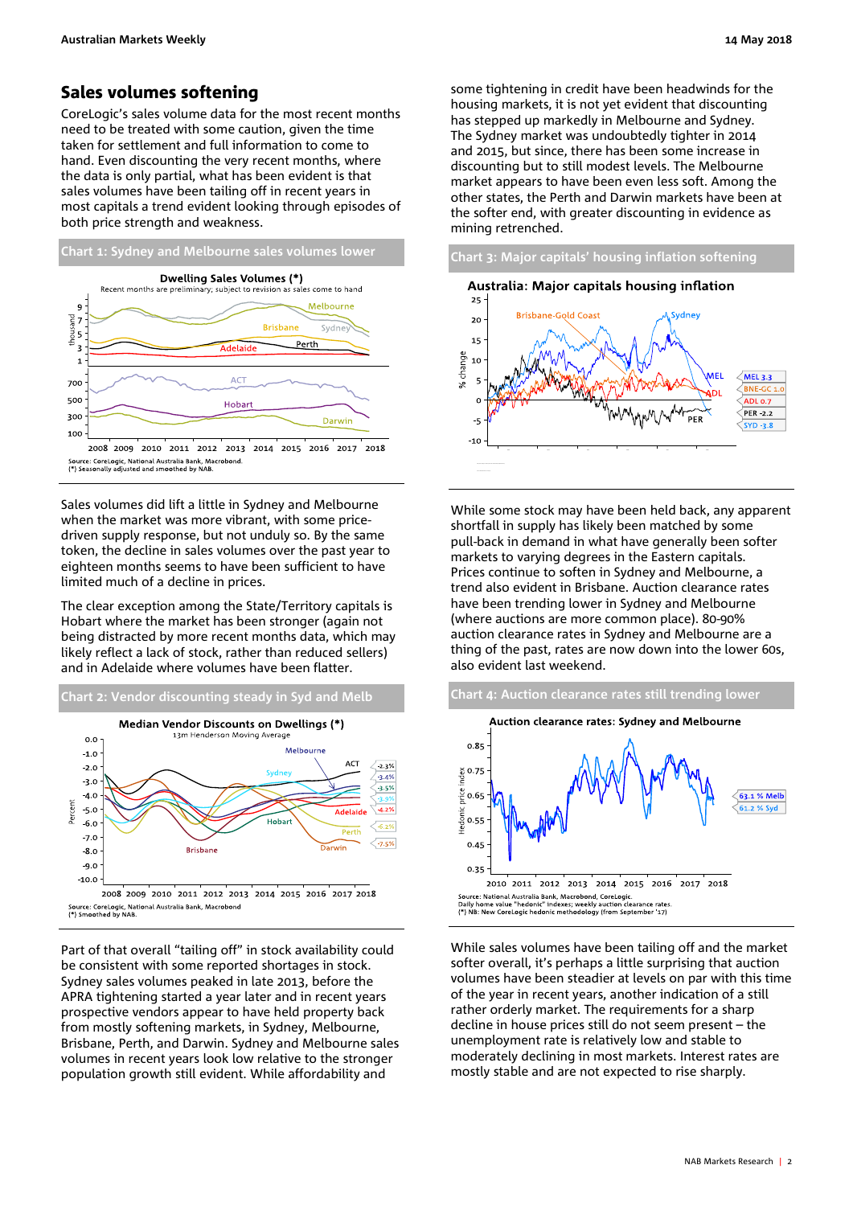## Sales volumes softening

CoreLogic's sales volume data for the most recent months need to be treated with some caution, given the time taken for settlement and full information to come to hand. Even discounting the very recent months, where the data is only partial, what has been evident is that sales volumes have been tailing off in recent years in most capitals a trend evident looking through episodes of both price strength and weakness.

**Chart 1: Sydney and Melbourne sales volumes lower**

Dwelling Sales Volumes (*)
Recent months are preliminary; subject to revision as sales come to hand

thousand
9
7
5
3
1
700
500
300
100

Melbourne
Brisbane
Sydney
Adelaide
Perth
ACT
Hobart
Darwin

2008 2009 2010 2011 2012 2013 2014 2015 2016 2017 2018

Source: CoreLogic, National Australia Bank, Macrobond.
(*) Seasonally adjusted and smoothed by NAB.

Sales volumes did lift a little in Sydney and Melbourne when the market was more vibrant, with some price-driven supply response, but not unduly so. By the same token, the decline in sales volumes over the past year to eighteen months seems to have been sufficient to have limited much of a decline in prices.

The clear exception among the State/Territory capitals is Hobart where the market has been stronger (again not being distracted by more recent months data, which may likely reflect a lack of stock, rather than reduced sellers) and in Adelaide where volumes have been flatter.

**Chart 2: Vendor discounting steady in Syd and Melb**

Median Vendor Discounts on Dwellings (*)
13m Henderson Moving Average

Percent
0.0
-1.0
-2.0
-3.0
-4.0
-5.0
-6.0
-7.0
-8.0
-9.0
-10.0

Melbourne
ACT
Sydney
Adelaide
Hobart
Perth
Brisbane
Darwin

-2.3%
-3.4%
-3.5%
-3.9%
-4.2%
-6.2%
-7.5%

2008 2009 2010 2011 2012 2013 2014 2015 2016 2017 2018

Source: CoreLogic, National Australia Bank, Macrobond
(*) Smoothed by NAB.

Part of that overall "tailing off" in stock availability could be consistent with some reported shortages in stock. Sydney sales volumes peaked in late 2013, before the APRA tightening started a year later and in recent years prospective vendors appear to have held property back from mostly softening markets, in Sydney, Melbourne, Brisbane, Perth, and Darwin. Sydney and Melbourne sales volumes in recent years look low relative to the stronger population growth still evident. While affordability and some tightening in credit have been headwinds for the housing markets, it is not yet evident that discounting has stepped up markedly in Melbourne and Sydney. The Sydney market was undoubtedly tighter in 2014 and 2015, but since, there has been some increase in discounting but to still modest levels. The Melbourne market appears to have been even less soft. Among the other states, the Perth and Darwin markets have been at the softer end, with greater discounting in evidence as mining retrenched.

**Chart 3: Major capitals' housing inflation softening**

Australia: Major capitals housing inflation

% change
25
20
15
10
5
0
-5
-10

Brisbane-Gold Coast
Sydney
MEL
ADL
PER

MEL 3.3
BNE-GC 1.0
ADL 0.7
PER -2.2
SYD -3.8

While some stock may have been held back, any apparent shortfall in supply has likely been matched by some pull-back in demand in what have generally been softer markets to varying degrees in the Eastern capitals. Prices continue to soften in Sydney and Melbourne, a trend also evident in Brisbane. Auction clearance rates have been trending lower in Sydney and Melbourne (where auctions are more common place). 80-90% auction clearance rates in Sydney and Melbourne are a thing of the past, rates are now down into the lower 60s, also evident last weekend.

**Chart 4: Auction clearance rates still trending lower**

Auction clearance rates: Sydney and Melbourne

Hedonic price index
0.85
0.75
0.65
0.55
0.45
0.35

63.1 % Melb
61.2 % Syd

2010 2011 2012 2013 2014 2015 2016 2017 2018

Source: National Australia Bank, Macrobond, CoreLogic.
Daily home value "hedonic" indexes; weekly auction clearance rates.
(*) NB: New CoreLogic hedonic methodology (from September '17)

While sales volumes have been tailing off and the market softer overall, it's perhaps a little surprising that auction volumes have been steadier at levels on par with this time of the year in recent years, another indication of a still rather orderly market. The requirements for a sharp decline in house prices still do not seem present – the unemployment rate is relatively low and stable to moderately declining in most markets. Interest rates are mostly stable and are not expected to rise sharply.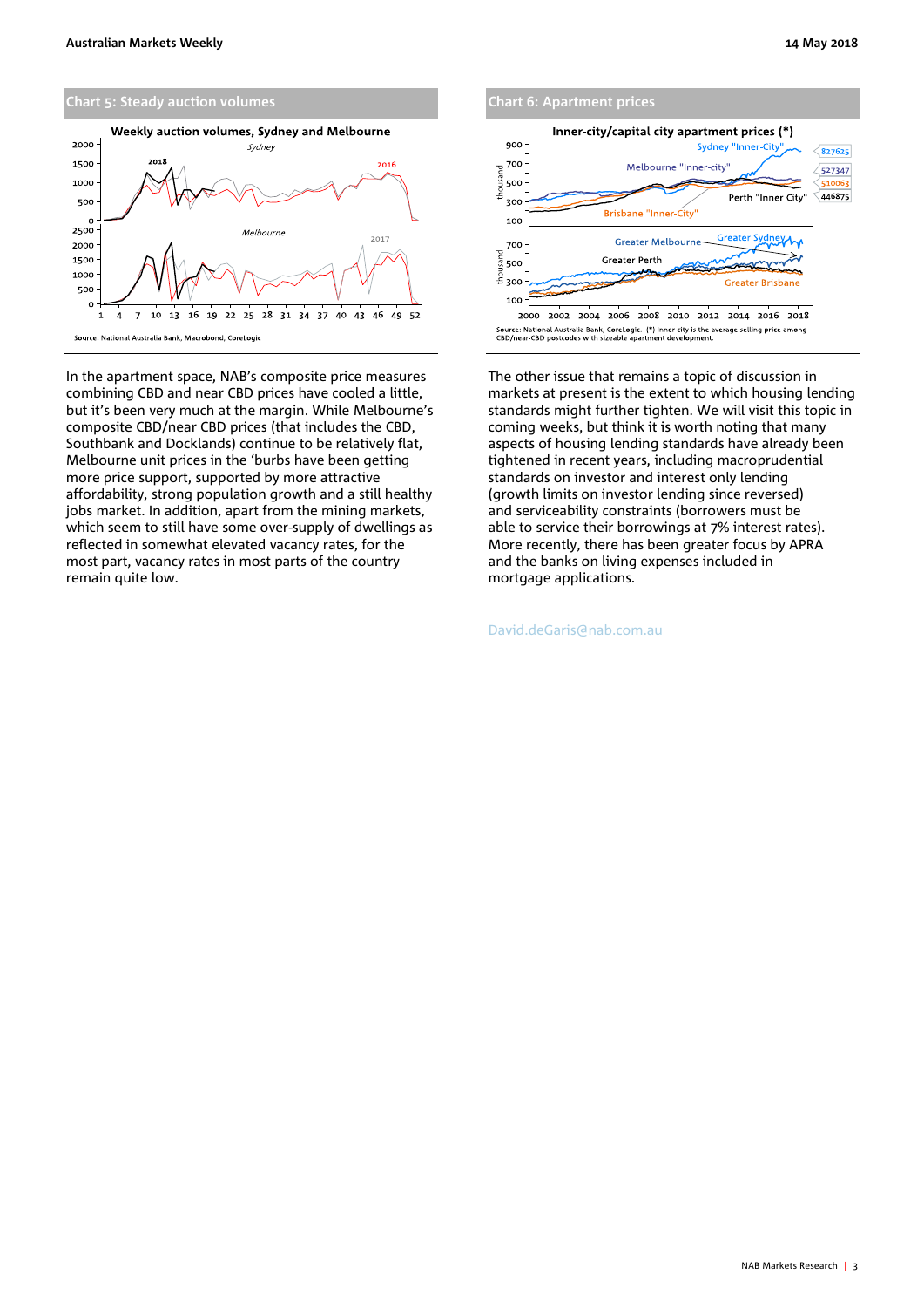### Chart 5: Steady auction volumes

Weekly auction volumes, Sydney and Melbourne

Sydney

2000
1500
1000
500
0

2018

2016

Melbourne

2500
2000
1500
1000
500
0

2017

1 4 7 10 13 16 19 22 25 28 31 34 37 40 43 46 49 52

Source: National Australia Bank, Macrobond, CoreLogic

### Chart 6: Apartment prices

Inner-city/capital city apartment prices (*)

Sydney "Inner-City"

Melbourne "Inner-city"

Perth "Inner City"

Brisbane "Inner-City"

827625
527347
510063
446875

Greater Melbourne

Greater Sydney

Greater Perth

Greater Brisbane

thousand

900
700
500
300
100

700
500
300
100

2000 2002 2004 2006 2008 2010 2012 2014 2016 2018

Source: National Australia Bank, CoreLogic. (*) Inner city is the average selling price among CBD/near-CBD postcodes with sizeable apartment development.

In the apartment space, NAB's composite price measures combining CBD and near CBD prices have cooled a little, but it's been very much at the margin. While Melbourne's composite CBD/near CBD prices (that includes the CBD, Southbank and Docklands) continue to be relatively flat, Melbourne unit prices in the 'burbs have been getting more price support, supported by more attractive affordability, strong population growth and a still healthy jobs market. In addition, apart from the mining markets, which seem to still have some over-supply of dwellings as reflected in somewhat elevated vacancy rates, for the most part, vacancy rates in most parts of the country remain quite low.

The other issue that remains a topic of discussion in markets at present is the extent to which housing lending standards might further tighten. We will visit this topic in coming weeks, but think it is worth noting that many aspects of housing lending standards have already been tightened in recent years, including macroprudential standards on investor and interest only lending (growth limits on investor lending since reversed) and serviceability constraints (borrowers must be able to service their borrowings at 7% interest rates). More recently, there has been greater focus by APRA and the banks on living expenses included in mortgage applications.

David.deGaris@nab.com.au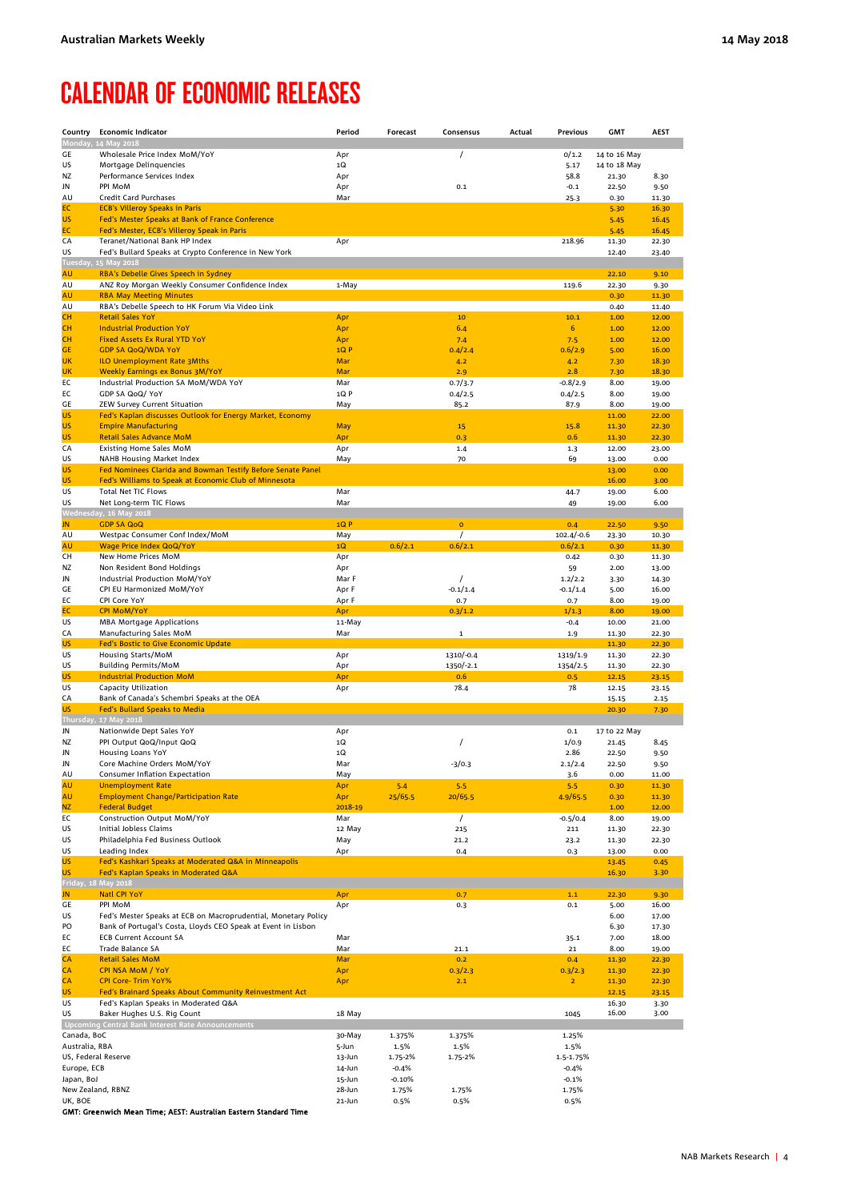# CALENDAR OF ECONOMIC RELEASES

| Country | Economic Indicator | Period | Forecast | Consensus | Actual | Previous | GMT | AEST |
|---|---|---|---|---|---|---|---|---|
| **Monday, 14 May 2018** | | | | | | | | |
| GE | Wholesale Price Index MoM/YoY | Apr | | / | | 0/1.2 | 14 to 16 May | |
| US | Mortgage Delinquencies | 1Q | | | | 5.17 | 14 to 18 May | |
| NZ | Performance Services Index | Apr | | | | 58.8 | 21.30 | 8.30 |
| JN | PPI MoM | Apr | | 0.1 | | -0.1 | 22.50 | 9.50 |
| AU | Credit Card Purchases | Mar | | | | 25.3 | 0.30 | 11.30 |
| EC | ECB's Villeroy Speaks in Paris | | | | | | 5.30 | 16.30 |
| US | Fed's Mester Speaks at Bank of France Conference | | | | | | 5.45 | 16.45 |
| EC | Fed's Mester, ECB's Villeroy Speak in Paris | | | | | | 5.45 | 16.45 |
| CA | Teranet/National Bank HP Index | Apr | | | | 218.96 | 11.30 | 22.30 |
| US | Fed's Bullard Speaks at Crypto Conference in New York | | | | | | 12.40 | 23.40 |
| **Tuesday, 15 May 2018** | | | | | | | | |
| AU | RBA's Debelle Gives Speech in Sydney | | | | | | 22.10 | 9.10 |
| AU | ANZ Roy Morgan Weekly Consumer Confidence Index | 1-May | | | | 119.6 | 22.30 | 9.30 |
| AU | RBA May Meeting Minutes | | | | | | 0.30 | 11.30 |
| AU | RBA's Debelle Speech to HK Forum Via Video Link | | | | | | 0.40 | 11.40 |
| CH | Retail Sales YoY | Apr | | 10 | | 10.1 | 1.00 | 12.00 |
| CH | Industrial Production YoY | Apr | | 6.4 | | 6 | 1.00 | 12.00 |
| CH | Fixed Assets Ex Rural YTD YoY | Apr | | 7.4 | | 7.5 | 1.00 | 12.00 |
| GE | GDP SA QoQ/WDA YoY | 1Q P | | 0.4/2.4 | | 0.6/2.9 | 5.00 | 16.00 |
| UK | ILO Unemployment Rate 3Mths | Mar | | 4.2 | | 4.2 | 7.30 | 18.30 |
| UK | Weekly Earnings ex Bonus 3M/YoY | Mar | | 2.9 | | 2.8 | 7.30 | 18.30 |
| EC | Industrial Production SA MoM/WDA YoY | Mar | | 0.7/3.7 | | -0.8/2.9 | 8.00 | 19.00 |
| EC | GDP SA QoQ/ YoY | 1Q P | | 0.4/2.5 | | 0.4/2.5 | 8.00 | 19.00 |
| GE | ZEW Survey Current Situation | May | | 85.2 | | 87.9 | 8.00 | 19.00 |
| US | Fed's Kaplan discusses Outlook for Energy Market, Economy | | | | | | 11.00 | 22.00 |
| US | Empire Manufacturing | May | | 15 | | 15.8 | 11.30 | 22.30 |
| US | Retail Sales Advance MoM | Apr | | 0.3 | | 0.6 | 11.30 | 22.30 |
| CA | Existing Home Sales MoM | Apr | | 1.4 | | 1.3 | 12.00 | 23.00 |
| US | NAHB Housing Market Index | May | | 70 | | 69 | 13.00 | 0.00 |
| US | Fed Nominees Clarida and Bowman Testify Before Senate Panel | | | | | | 13.00 | 0.00 |
| US | Fed's Williams to Speak at Economic Club of Minnesota | | | | | | 16.00 | 3.00 |
| US | Total Net TIC Flows | Mar | | | | 44.7 | 19.00 | 6.00 |
| US | Net Long-term TIC Flows | Mar | | | | 49 | 19.00 | 6.00 |
| **Wednesday, 16 May 2018** | | | | | | | | |
| JN | GDP SA QoQ | 1Q P | | 0 | | 0.4 | 22.50 | 9.50 |
| AU | Westpac Consumer Conf Index/MoM | May | | / | | 102.4/-0.6 | 23.30 | 10.30 |
| AU | Wage Price Index QoQ/YoY | 1Q | 0.6/2.1 | 0.6/2.1 | | 0.6/2.1 | 0.30 | 11.30 |
| CH | New Home Prices MoM | Apr | | | | 0.42 | 0.30 | 11.30 |
| NZ | Non Resident Bond Holdings | Apr | | | | 59 | 2.00 | 13.00 |
| JN | Industrial Production MoM/YoY | Mar F | | / | | 1.2/2.2 | 3.30 | 14.30 |
| GE | CPI EU Harmonized MoM/YoY | Apr F | | -0.1/1.4 | | -0.1/1.4 | 5.00 | 16.00 |
| EC | CPI Core YoY | Apr F | | 0.7 | | 0.7 | 8.00 | 19.00 |
| EC | CPI MoM/YoY | Apr | | 0.3/1.2 | | 1/1.3 | 8.00 | 19.00 |
| US | MBA Mortgage Applications | 11-May | | | | -0.4 | 10.00 | 21.00 |
| CA | Manufacturing Sales MoM | Mar | | 1 | | 1.9 | 11.30 | 22.30 |
| US | Fed's Bostic to Give Economic Update | | | | | | 11.30 | 22.30 |
| US | Housing Starts/MoM | Apr | | 1310/-0.4 | | 1319/1.9 | 11.30 | 22.30 |
| US | Building Permits/MoM | Apr | | 1350/-2.1 | | 1354/2.5 | 11.30 | 22.30 |
| US | Industrial Production MoM | Apr | | 0.6 | | 0.5 | 12.15 | 23.15 |
| US | Capacity Utilization | Apr | | 78.4 | | 78 | 12.15 | 23.15 |
| CA | Bank of Canada's Schembri Speaks at the OEA | | | | | | 15.15 | 2.15 |
| US | Fed's Bullard Speaks to Media | | | | | | 20.30 | 7.30 |
| **Thursday, 17 May 2018** | | | | | | | | |
| JN | Nationwide Dept Sales YoY | Apr | | | | 0.1 | 17 to 22 May | |
| NZ | PPI Output QoQ/Input QoQ | 1Q | | / | | 1/0.9 | 21.45 | 8.45 |
| JN | Housing Loans YoY | 1Q | | | | 2.86 | 22.50 | 9.50 |
| JN | Core Machine Orders MoM/YoY | Mar | | -3/0.3 | | 2.1/2.4 | 22.50 | 9.50 |
| AU | Consumer Inflation Expectation | May | | | | 3.6 | 0.00 | 11.00 |
| AU | Unemployment Rate | Apr | 5.4 | 5.5 | | 5.5 | 0.30 | 11.30 |
| AU | Employment Change/Participation Rate | Apr | 25/65.5 | 20/65.5 | | 4.9/65.5 | 0.30 | 11.30 |
| NZ | Federal Budget | 2018-19 | | | | | 1.00 | 12.00 |
| EC | Construction Output MoM/YoY | Mar | | / | | -0.5/0.4 | 8.00 | 19.00 |
| US | Initial Jobless Claims | 12 May | | 215 | | 211 | 11.30 | 22.30 |
| US | Philadelphia Fed Business Outlook | May | | 21.2 | | 23.2 | 11.30 | 22.30 |
| US | Leading Index | Apr | | 0.4 | | 0.3 | 13.00 | 0.00 |
| US | Fed's Kashkari Speaks at Moderated Q&A in Minneapolis | | | | | | 13.45 | 0.45 |
| US | Fed's Kaplan Speaks in Moderated Q&A | | | | | | 16.30 | 3.30 |
| **Friday, 18 May 2018** | | | | | | | | |
| JN | Natl CPI YoY | Apr | | 0.7 | | 1.1 | 22.30 | 9.30 |
| GE | PPI MoM | Apr | | 0.3 | | 0.1 | 5.00 | 16.00 |
| US | Fed's Mester Speaks at ECB on Macroprudential, Monetary Policy | | | | | | 6.00 | 17.00 |
| PO | Bank of Portugal's Costa, Lloyds CEO Speak at Event in Lisbon | | | | | | 6.30 | 17.30 |
| EC | ECB Current Account SA | Mar | | | | 35.1 | 7.00 | 18.00 |
| EC | Trade Balance SA | Mar | | 21.1 | | 21 | 8.00 | 19.00 |
| CA | Retail Sales MoM | Mar | | 0.2 | | 0.4 | 11.30 | 22.30 |
| CA | CPI NSA MoM / YoY | Apr | | 0.3/2.3 | | 0.3/2.3 | 11.30 | 22.30 |
| CA | CPI Core- Trim YoY% | Apr | | 2.1 | | 2 | 11.30 | 22.30 |
| US | Fed's Brainard Speaks About Community Reinvestment Act | | | | | | 12.15 | 23.15 |
| US | Fed's Kaplan Speaks in Moderated Q&A | | | | | | 16.30 | 3.30 |
| US | Baker Hughes U.S. Rig Count | 18 May | | | | 1045 | 16.00 | 3.00 |
| **Upcoming Central Bank Interest Rate Announcements** | | | | | | | | |
| Canada, BoC | | 30-May | 1.375% | 1.375% | | 1.25% | | |
| Australia, RBA | | 5-Jun | 1.5% | 1.5% | | 1.5% | | |
| US, Federal Reserve | | 13-Jun | 1.75-2% | 1.75-2% | | 1.5-1.75% | | |
| Europe, ECB | | 14-Jun | -0.4% | | | -0.4% | | |
| Japan, BoJ | | 15-Jun | -0.10% | | | -0.1% | | |
| New Zealand, RBNZ | | 28-Jun | 1.75% | 1.75% | | 1.75% | | |
| UK, BOE | | 21-Jun | 0.5% | 0.5% | | 0.5% | | |

**GMT: Greenwich Mean Time; AEST: Australian Eastern Standard Time**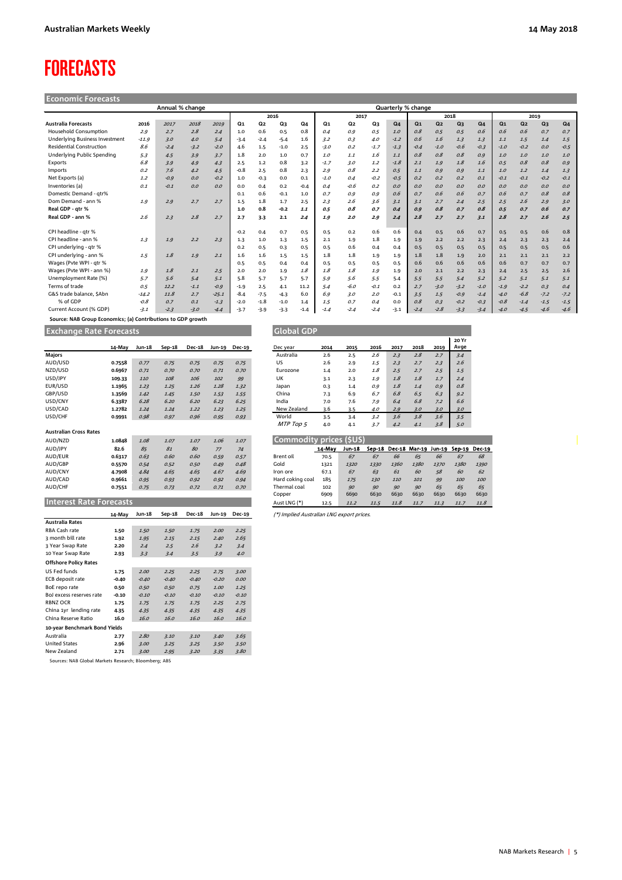# FORECASTS

## Economic Forecasts

| Australia Forecasts | Annual % change | | | | Quarterly % change | | | | | | | | | | | | | | | |
|---|---|---|---|---|---|---|---|---|---|---|---|---|---|---|---|---|---|---|---|---|
| | | | | | 2016 | | | | 2017 | | | | 2018 | | | | 2019 | | | |
| | 2016 | 2017 | 2018 | 2019 | Q1 | Q2 | Q3 | Q4 | Q1 | Q2 | Q3 | Q4 | Q1 | Q2 | Q3 | Q4 | Q1 | Q2 | Q3 | Q4 |
| Household Consumption | 2.9 | 2.7 | 2.8 | 2.4 | 1.0 | 0.6 | 0.5 | 0.8 | 0.4 | 0.9 | 0.5 | 1.0 | 0.8 | 0.5 | 0.5 | 0.6 | 0.6 | 0.6 | 0.7 | 0.7 |
| Underlying Business Investment | -11.9 | 3.0 | 4.0 | 5.4 | -3.4 | -2.4 | -5.4 | 1.6 | 3.2 | 0.3 | 4.0 | -1.2 | 0.6 | 1.6 | 1.3 | 1.3 | 1.1 | 1.5 | 1.4 | 1.5 |
| Residential Construction | 8.6 | -2.4 | -3.2 | -2.0 | 4.6 | 1.5 | -1.0 | 2.5 | -3.0 | 0.2 | -1.7 | -1.3 | -0.4 | -1.0 | -0.6 | -0.3 | -1.0 | -0.2 | 0.0 | -0.5 |
| Underlying Public Spending | 5.3 | 4.5 | 3.9 | 3.7 | 1.8 | 2.0 | 1.0 | 0.7 | 1.0 | 1.1 | 1.6 | 1.1 | 0.8 | 0.8 | 0.8 | 0.9 | 1.0 | 1.0 | 1.0 | 1.0 |
| Exports | 6.8 | 3.9 | 4.9 | 4.3 | 2.5 | 1.2 | 0.8 | 3.2 | -1.7 | 3.0 | 1.2 | -1.8 | 2.1 | 1.9 | 1.8 | 1.6 | 0.5 | 0.8 | 0.8 | 0.9 |
| Imports | 0.2 | 7.6 | 4.2 | 4.5 | -0.8 | 2.5 | 0.8 | 2.3 | 2.9 | 0.8 | 2.2 | 0.5 | 1.1 | 0.9 | 0.9 | 1.1 | 1.0 | 1.2 | 1.4 | 1.3 |
| Net Exports (a) | 1.2 | -0.9 | 0.0 | -0.2 | 1.0 | -0.3 | 0.0 | 0.1 | -1.0 | 0.4 | -0.2 | -0.5 | 0.2 | 0.2 | 0.2 | 0.1 | -0.1 | -0.1 | -0.2 | -0.1 |
| Inventories (a) | 0.1 | -0.1 | 0.0 | 0.0 | 0.0 | 0.4 | 0.2 | -0.4 | 0.4 | -0.6 | 0.2 | 0.0 | 0.0 | 0.0 | 0.0 | 0.0 | 0.0 | 0.0 | 0.0 | 0.0 |
| Domestic Demand - qtr% | | | | | 0.1 | 0.6 | -0.1 | 1.0 | 0.7 | 0.9 | 0.9 | 0.6 | 0.7 | 0.6 | 0.6 | 0.7 | 0.6 | 0.7 | 0.8 | 0.8 |
| Dom Demand - ann % | 1.9 | 2.9 | 2.7 | 2.7 | 1.5 | 1.8 | 1.7 | 2.5 | 2.3 | 2.6 | 3.6 | 3.1 | 3.1 | 2.7 | 2.4 | 2.5 | 2.5 | 2.6 | 2.9 | 3.0 |
| **Real GDP - qtr %** | | | | | **1.0** | **0.8** | **-0.2** | **1.1** | **0.5** | **0.8** | **0.7** | **0.4** | **0.9** | **0.8** | **0.7** | **0.8** | **0.5** | **0.7** | **0.6** | **0.7** |
| **Real GDP - ann %** | **2.6** | **2.3** | **2.8** | **2.7** | **2.7** | **3.3** | **2.1** | **2.4** | **1.9** | **2.0** | **2.9** | **2.4** | **2.8** | **2.7** | **2.7** | **3.1** | **2.8** | **2.7** | **2.6** | **2.5** |
| CPI headline - qtr % | | | | | -0.2 | 0.4 | 0.7 | 0.5 | 0.5 | 0.2 | 0.6 | 0.6 | 0.4 | 0.5 | 0.6 | 0.7 | 0.5 | 0.5 | 0.6 | 0.8 |
| CPI headline - ann % | 1.3 | 1.9 | 2.2 | 2.3 | 1.3 | 1.0 | 1.3 | 1.5 | 2.1 | 1.9 | 1.8 | 1.9 | 1.9 | 2.2 | 2.2 | 2.3 | 2.4 | 2.3 | 2.3 | 2.4 |
| CPI underlying - qtr % | | | | | 0.2 | 0.5 | 0.3 | 0.5 | 0.5 | 0.6 | 0.4 | 0.4 | 0.5 | 0.5 | 0.5 | 0.5 | 0.5 | 0.5 | 0.5 | 0.6 |
| CPI underlying - ann % | 1.5 | 1.8 | 1.9 | 2.1 | 1.6 | 1.6 | 1.5 | 1.5 | 1.8 | 1.8 | 1.9 | 1.9 | 1.8 | 1.8 | 1.9 | 2.0 | 2.1 | 2.1 | 2.1 | 2.2 |
| Wages (Pvte WPI - qtr % | | | | | 0.5 | 0.5 | 0.4 | 0.4 | 0.5 | 0.5 | 0.5 | 0.5 | 0.6 | 0.6 | 0.6 | 0.6 | 0.6 | 0.7 | 0.7 | 0.7 |
| Wages (Pvte WPI - ann %) | 1.9 | 1.8 | 2.1 | 2.5 | 2.0 | 2.0 | 1.9 | 1.8 | 1.8 | 1.8 | 1.9 | 1.9 | 2.0 | 2.1 | 2.2 | 2.3 | 2.4 | 2.5 | 2.5 | 2.6 |
| Unemployment Rate (%) | 5.7 | 5.6 | 5.4 | 5.1 | 5.8 | 5.7 | 5.7 | 5.7 | 5.9 | 5.6 | 5.5 | 5.4 | 5.5 | 5.5 | 5.4 | 5.2 | 5.2 | 5.1 | 5.1 | 5.1 |
| Terms of trade | 0.5 | 12.2 | -1.1 | -0.9 | -1.9 | 2.5 | 4.1 | 11.2 | 5.4 | -6.0 | -0.1 | 0.2 | 2.7 | -3.0 | -3.2 | -1.0 | -1.9 | -2.2 | 0.3 | 0.4 |
| G&S trade balance, $Abn | -14.2 | 11.8 | 2.7 | -25.1 | -8.4 | -7.5 | -4.3 | 6.0 | 6.9 | 3.0 | 2.0 | -0.1 | 3.5 | 1.5 | -0.9 | -1.4 | -4.0 | -6.8 | -7.2 | -7.2 |
| % of GDP | -0.8 | 0.7 | 0.1 | -1.3 | -2.0 | -1.8 | -1.0 | 1.4 | 1.5 | 0.7 | 0.4 | 0.0 | 0.8 | 0.3 | -0.2 | -0.3 | -0.8 | -1.4 | -1.5 | -1.5 |
| Current Account (% GDP) | -3.1 | -2.3 | -3.0 | -4.4 | -3.7 | -3.9 | -3.3 | -1.4 | -1.4 | -2.4 | -2.4 | -3.1 | -2.4 | -2.8 | -3.3 | -3.4 | -4.0 | -4.5 | -4.6 | -4.6 |

Source: NAB Group Economics; (a) Contributions to GDP growth

## Exchange Rate Forecasts

| | 14-May | Jun-18 | Sep-18 | Dec-18 | Jun-19 | Dec-19 |
|---|---|---|---|---|---|---|
| **Majors** | | | | | | |
| AUD/USD | 0.7558 | 0.77 | 0.75 | 0.75 | 0.75 | 0.75 |
| NZD/USD | 0.6967 | 0.71 | 0.70 | 0.70 | 0.71 | 0.70 |
| USD/JPY | 109.33 | 110 | 108 | 106 | 102 | 99 |
| EUR/USD | 1.1965 | 1.23 | 1.25 | 1.26 | 1.28 | 1.32 |
| GBP/USD | 1.3569 | 1.42 | 1.45 | 1.50 | 1.53 | 1.55 |
| USD/CNY | 6.3387 | 6.28 | 6.20 | 6.20 | 6.23 | 6.25 |
| USD/CAD | 1.2782 | 1.24 | 1.24 | 1.22 | 1.23 | 1.25 |
| USD/CHF | 0.9991 | 0.98 | 0.97 | 0.96 | 0.95 | 0.93 |
| **Australian Cross Rates** | | | | | | |
| AUD/NZD | 1.0848 | 1.08 | 1.07 | 1.07 | 1.06 | 1.07 |
| AUD/JPY | 82.6 | 85 | 81 | 80 | 77 | 74 |
| AUD/EUR | 0.6317 | 0.63 | 0.60 | 0.60 | 0.59 | 0.57 |
| AUD/GBP | 0.5570 | 0.54 | 0.52 | 0.50 | 0.49 | 0.48 |
| AUD/CNY | 4.7908 | 4.84 | 4.65 | 4.65 | 4.67 | 4.69 |
| AUD/CAD | 0.9661 | 0.95 | 0.93 | 0.92 | 0.92 | 0.94 |
| AUD/CHF | 0.7551 | 0.75 | 0.73 | 0.72 | 0.71 | 0.70 |

## Interest Rate Forecasts

| | 14-May | Jun-18 | Sep-18 | Dec-18 | Jun-19 | Dec-19 |
|---|---|---|---|---|---|---|
| **Australia Rates** | | | | | | |
| RBA Cash rate | 1.50 | 1.50 | 1.50 | 1.75 | 2.00 | 2.25 |
| 3 month bill rate | 1.92 | 1.95 | 2.15 | 2.15 | 2.40 | 2.65 |
| 3 Year Swap Rate | 2.20 | 2.4 | 2.5 | 2.6 | 3.2 | 3.4 |
| 10 Year Swap Rate | 2.93 | 3.3 | 3.4 | 3.5 | 3.9 | 4.0 |
| **Offshore Policy Rates** | | | | | | |
| US Fed funds | 1.75 | 2.00 | 2.25 | 2.25 | 2.75 | 3.00 |
| ECB deposit rate | -0.40 | -0.40 | -0.40 | -0.40 | -0.20 | 0.00 |
| BoE repo rate | 0.50 | 0.50 | 0.50 | 0.75 | 1.00 | 1.25 |
| BoJ excess reserves rate | -0.10 | -0.10 | -0.10 | -0.10 | -0.10 | -0.10 |
| RBNZ OCR | 1.75 | 1.75 | 1.75 | 1.75 | 2.25 | 2.75 |
| China 1yr lending rate | 4.35 | 4.35 | 4.35 | 4.35 | 4.35 | 4.35 |
| China Reserve Ratio | 16.0 | 16.0 | 16.0 | 16.0 | 16.0 | 16.0 |
| **10-year Benchmark Bond Yields** | | | | | | |
| Australia | 2.77 | 2.80 | 3.10 | 3.10 | 3.40 | 3.65 |
| United States | 2.96 | 3.00 | 3.25 | 3.25 | 3.50 | 3.50 |
| New Zealand | 2.71 | 3.00 | 2.95 | 3.20 | 3.35 | 3.80 |

Sources: NAB Global Markets Research; Bloomberg; ABS

## Global GDP

| Dec year | 2014 | 2015 | 2016 | 2017 | 2018 | 2019 | 20 Yr Avge |
|---|---|---|---|---|---|---|---|
| Australia | 2.6 | 2.5 | 2.6 | 2.3 | 2.8 | 2.7 | 3.4 |
| US | 2.6 | 2.9 | 1.5 | 2.3 | 2.7 | 2.3 | 2.6 |
| Eurozone | 1.4 | 2.0 | 1.8 | 2.5 | 2.7 | 2.5 | 1.5 |
| UK | 3.1 | 2.3 | 1.9 | 1.8 | 1.8 | 1.7 | 2.4 |
| Japan | 0.3 | 1.4 | 0.9 | 1.8 | 1.4 | 0.9 | 0.8 |
| China | 7.3 | 6.9 | 6.7 | 6.8 | 6.5 | 6.3 | 9.2 |
| India | 7.0 | 7.6 | 7.9 | 6.4 | 6.8 | 7.2 | 6.6 |
| New Zealand | 3.6 | 3.5 | 4.0 | 2.9 | 3.0 | 3.0 | 3.0 |
| World | 3.5 | 3.4 | 3.2 | 3.6 | 3.8 | 3.6 | 3.5 |
| *MTP Top 5* | 4.0 | 4.1 | 3.7 | 4.2 | 4.1 | 3.8 | 5.0 |

## Commodity prices ($US)

| | 14-May | Jun-18 | Sep-18 | Dec-18 | Mar-19 | Jun-19 | Sep-19 | Dec-19 |
|---|---|---|---|---|---|---|---|---|
| Brent oil | 70.5 | 67 | 67 | 66 | 65 | 66 | 67 | 68 |
| Gold | 1321 | 1320 | 1330 | 1360 | 1380 | 1370 | 1380 | 1390 |
| Iron ore | 67.1 | 67 | 63 | 61 | 60 | 58 | 60 | 62 |
| Hard coking coal | 185 | 175 | 130 | 110 | 101 | 99 | 100 | 100 |
| Thermal coal | 102 | 90 | 90 | 90 | 90 | 65 | 65 | 65 |
| Copper | 6909 | 6690 | 6630 | 6630 | 6630 | 6630 | 6630 | 6630 |
| Aust LNG (*) | 12.5 | 11.2 | 11.5 | 11.8 | 11.7 | 11.3 | 11.7 | 11.8 |

(*) Implied Australian LNG export prices.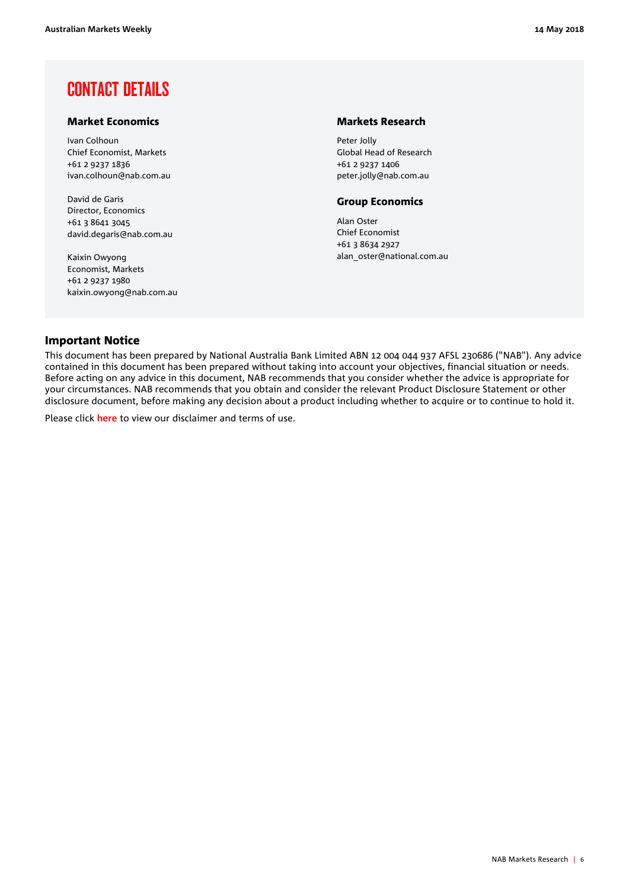# CONTACT DETAILS

## Market Economics

Ivan Colhoun
Chief Economist, Markets
+61 2 9237 1836
ivan.colhoun@nab.com.au

David de Garis
Director, Economics
+61 3 8641 3045
david.degaris@nab.com.au

Kaixin Owyong
Economist, Markets
+61 2 9237 1980
kaixin.owyong@nab.com.au

## Markets Research

Peter Jolly
Global Head of Research
+61 2 9237 1406
peter.jolly@nab.com.au

## Group Economics

Alan Oster
Chief Economist
+61 3 8634 2927
alan_oster@national.com.au

## Important Notice

This document has been prepared by National Australia Bank Limited ABN 12 004 044 937 AFSL 230686 ("NAB"). Any advice contained in this document has been prepared without taking into account your objectives, financial situation or needs. Before acting on any advice in this document, NAB recommends that you consider whether the advice is appropriate for your circumstances. NAB recommends that you obtain and consider the relevant Product Disclosure Statement or other disclosure document, before making any decision about a product including whether to acquire or to continue to hold it.

Please click **here** to view our disclaimer and terms of use.